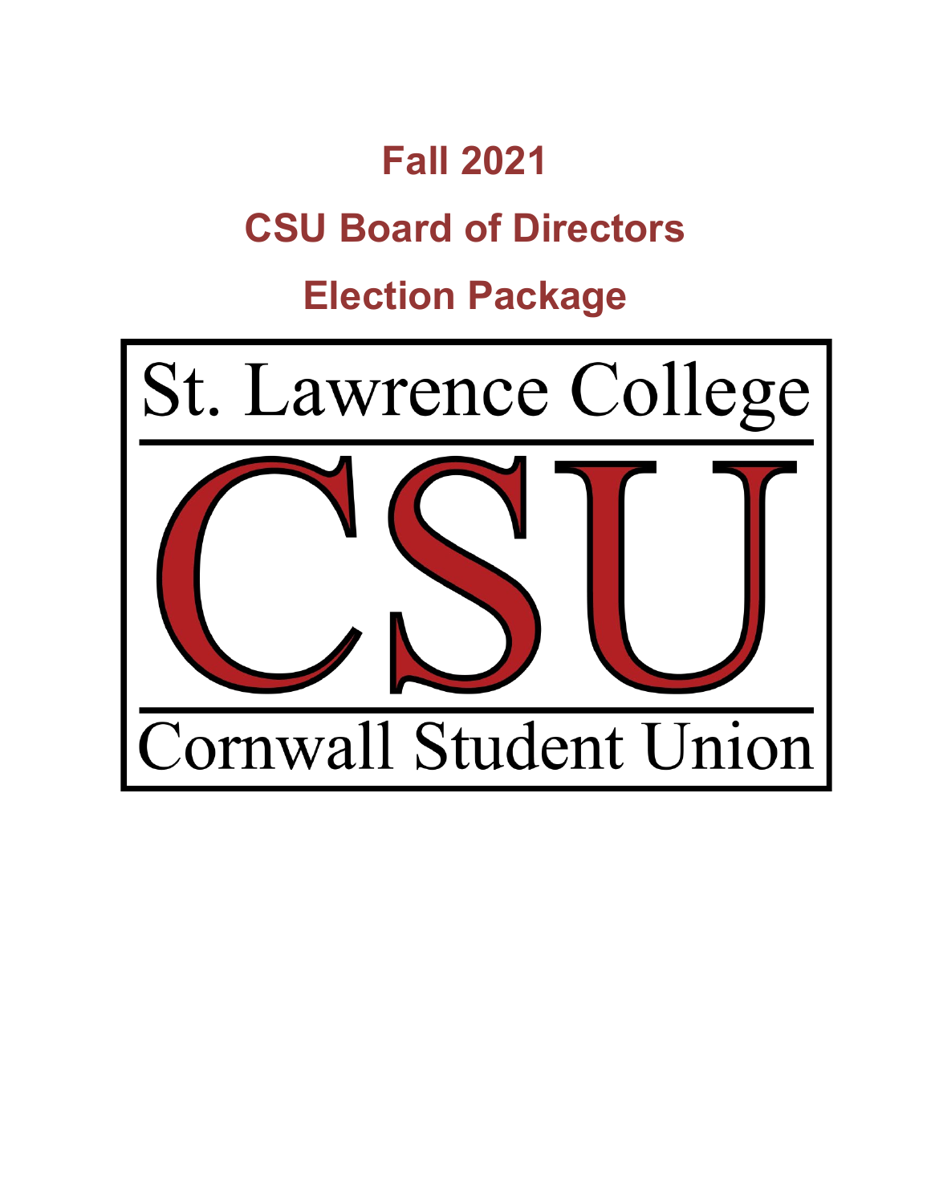# Fall 2021

# CSU Board of Directors

# Election Package

St. Lawrence College

CSU

Cornwall Student Union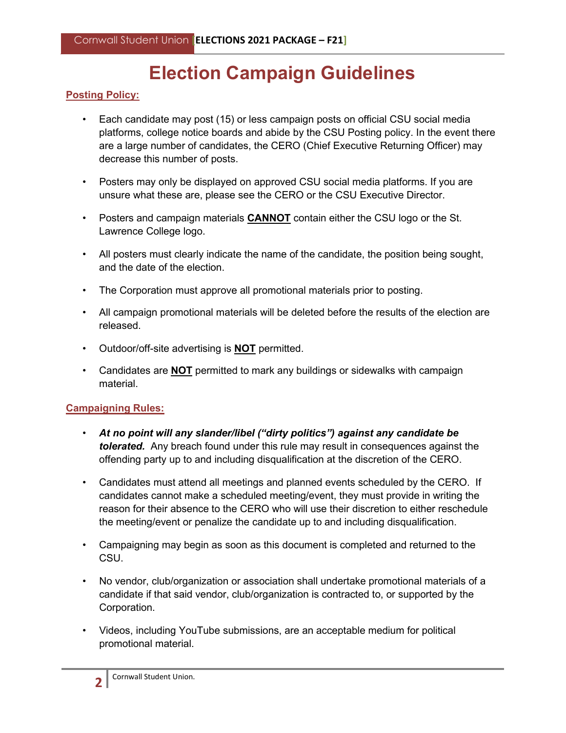# Election Campaign Guidelines

## Posting Policy:

- Each candidate may post (15) or less campaign posts on official CSU social media platforms, college notice boards and abide by the CSU Posting policy. In the event there are a large number of candidates, the CERO (Chief Executive Returning Officer) may decrease this number of posts.
- Posters may only be displayed on approved CSU social media platforms. If you are unsure what these are, please see the CERO or the CSU Executive Director.
- Posters and campaign materials **CANNOT** contain either the CSU logo or the St. Lawrence College logo.
- All posters must clearly indicate the name of the candidate, the position being sought, and the date of the election.
- The Corporation must approve all promotional materials prior to posting.
- All campaign promotional materials will be deleted before the results of the election are released.
- Outdoor/off-site advertising is **NOT** permitted.
- Candidates are **NOT** permitted to mark any buildings or sidewalks with campaign material.

## Campaigning Rules:

- ***At no point will any slander/libel ("dirty politics") against any candidate be tolerated.*** Any breach found under this rule may result in consequences against the offending party up to and including disqualification at the discretion of the CERO.
- Candidates must attend all meetings and planned events scheduled by the CERO. If candidates cannot make a scheduled meeting/event, they must provide in writing the reason for their absence to the CERO who will use their discretion to either reschedule the meeting/event or penalize the candidate up to and including disqualification.
- Campaigning may begin as soon as this document is completed and returned to the CSU.
- No vendor, club/organization or association shall undertake promotional materials of a candidate if that said vendor, club/organization is contracted to, or supported by the Corporation.
- Videos, including YouTube submissions, are an acceptable medium for political promotional material.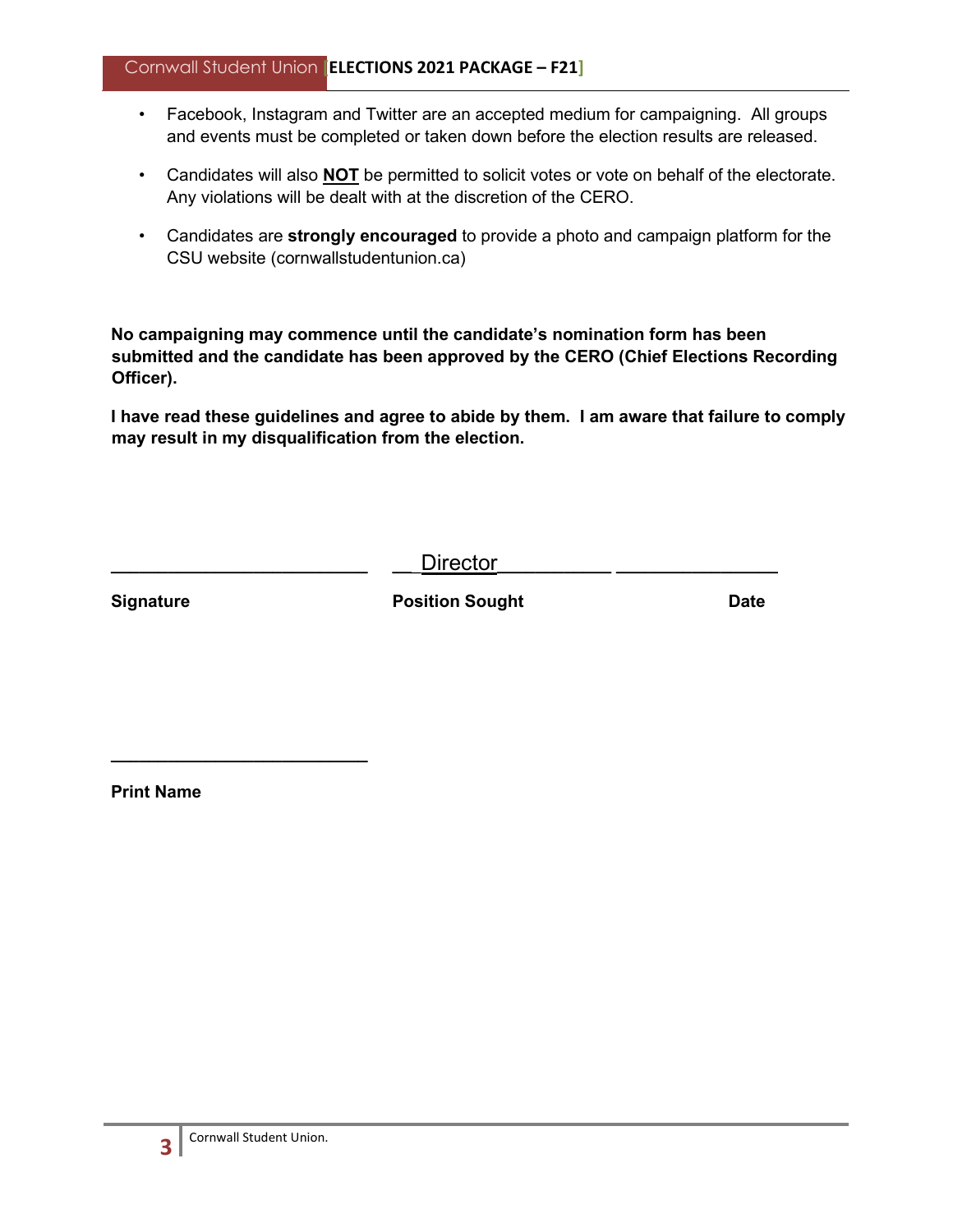- Facebook, Instagram and Twitter are an accepted medium for campaigning. All groups and events must be completed or taken down before the election results are released.
- Candidates will also **NOT** be permitted to solicit votes or vote on behalf of the electorate. Any violations will be dealt with at the discretion of the CERO.
- Candidates are **strongly encouraged** to provide a photo and campaign platform for the CSU website (cornwallstudentunion.ca)

**No campaigning may commence until the candidate's nomination form has been submitted and the candidate has been approved by the CERO (Chief Elections Recording Officer).**

**I have read these guidelines and agree to abide by them. I am aware that failure to comply may result in my disqualification from the election.**

_________________________ &nbsp;&nbsp; __Director__________ &nbsp;&nbsp; _______________

**Signature** &nbsp;&nbsp; **Position Sought** &nbsp;&nbsp; **Date**

_________________________

**Print Name**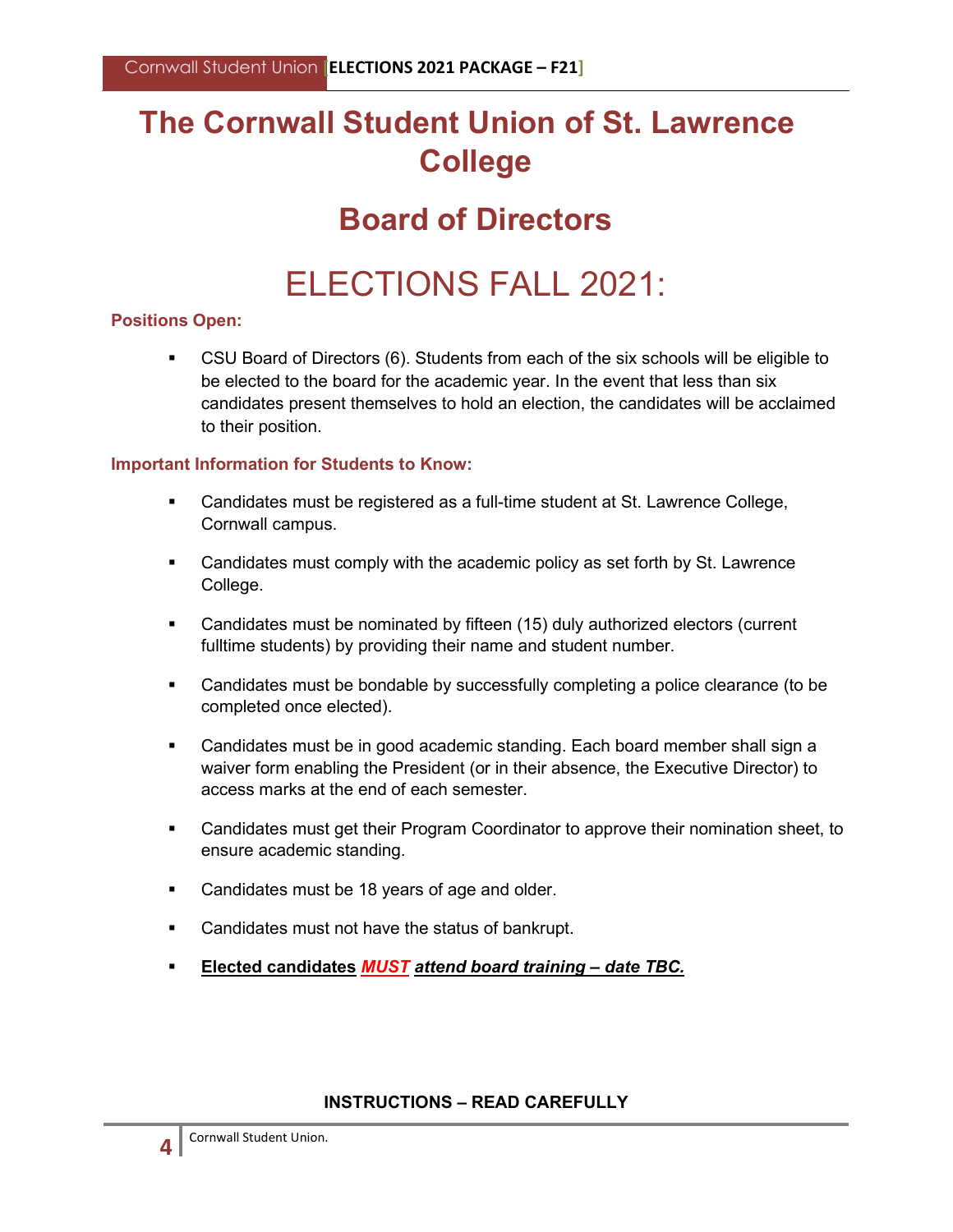# The Cornwall Student Union of St. Lawrence College

## Board of Directors

# ELECTIONS FALL 2021:

**Positions Open:**

- CSU Board of Directors (6). Students from each of the six schools will be eligible to be elected to the board for the academic year. In the event that less than six candidates present themselves to hold an election, the candidates will be acclaimed to their position.

**Important Information for Students to Know:**

- Candidates must be registered as a full-time student at St. Lawrence College, Cornwall campus.
- Candidates must comply with the academic policy as set forth by St. Lawrence College.
- Candidates must be nominated by fifteen (15) duly authorized electors (current fulltime students) by providing their name and student number.
- Candidates must be bondable by successfully completing a police clearance (to be completed once elected).
- Candidates must be in good academic standing. Each board member shall sign a waiver form enabling the President (or in their absence, the Executive Director) to access marks at the end of each semester.
- Candidates must get their Program Coordinator to approve their nomination sheet, to ensure academic standing.
- Candidates must be 18 years of age and older.
- Candidates must not have the status of bankrupt.
- **Elected candidates *MUST* *attend board training – date TBC.***

**INSTRUCTIONS – READ CAREFULLY**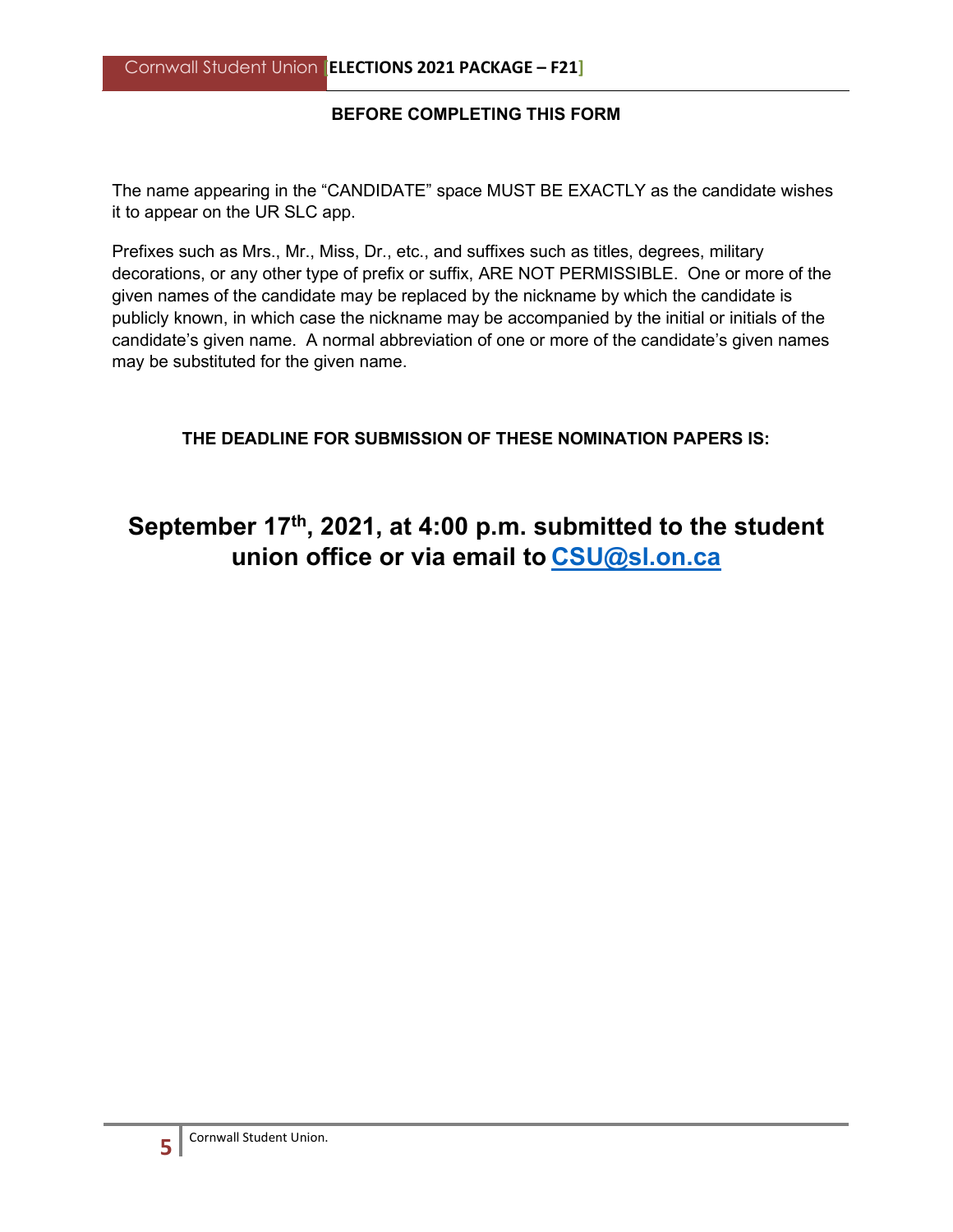**BEFORE COMPLETING THIS FORM**

The name appearing in the "CANDIDATE" space MUST BE EXACTLY as the candidate wishes it to appear on the UR SLC app.

Prefixes such as Mrs., Mr., Miss, Dr., etc., and suffixes such as titles, degrees, military decorations, or any other type of prefix or suffix, ARE NOT PERMISSIBLE. One or more of the given names of the candidate may be replaced by the nickname by which the candidate is publicly known, in which case the nickname may be accompanied by the initial or initials of the candidate's given name. A normal abbreviation of one or more of the candidate's given names may be substituted for the given name.

**THE DEADLINE FOR SUBMISSION OF THESE NOMINATION PAPERS IS:**

## September 17th, 2021, at 4:00 p.m. submitted to the student union office or via email to CSU@sl.on.ca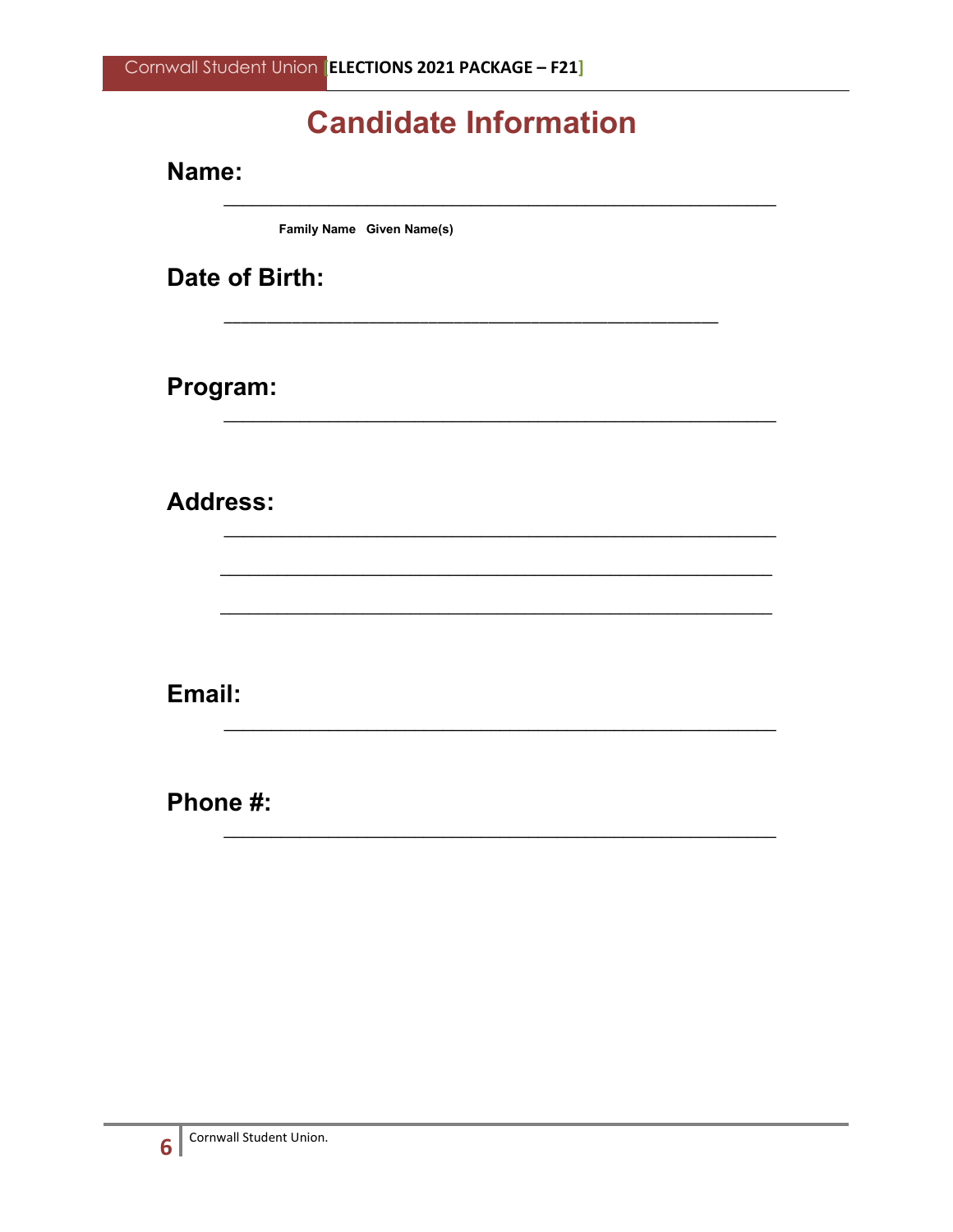# Candidate Information

**Name:**

\_\_\_\_\_\_\_\_\_\_\_\_\_\_\_\_\_\_\_\_\_\_\_\_\_\_\_\_\_\_\_\_\_\_\_\_\_\_\_\_\_\_\_\_\_\_\_\_

**Family Name Given Name(s)**

**Date of Birth:**

\_\_\_\_\_\_\_\_\_\_\_\_\_\_\_\_\_\_\_\_\_\_\_\_\_\_\_\_\_\_\_\_\_\_\_\_\_\_\_\_\_\_\_\_\_\_\_\_

**Program:**

\_\_\_\_\_\_\_\_\_\_\_\_\_\_\_\_\_\_\_\_\_\_\_\_\_\_\_\_\_\_\_\_\_\_\_\_\_\_\_\_\_\_\_\_\_\_\_\_

**Address:**

\_\_\_\_\_\_\_\_\_\_\_\_\_\_\_\_\_\_\_\_\_\_\_\_\_\_\_\_\_\_\_\_\_\_\_\_\_\_\_\_\_\_\_\_\_\_\_\_

\_\_\_\_\_\_\_\_\_\_\_\_\_\_\_\_\_\_\_\_\_\_\_\_\_\_\_\_\_\_\_\_\_\_\_\_\_\_\_\_\_\_\_\_\_\_\_\_

\_\_\_\_\_\_\_\_\_\_\_\_\_\_\_\_\_\_\_\_\_\_\_\_\_\_\_\_\_\_\_\_\_\_\_\_\_\_\_\_\_\_\_\_\_\_\_\_

**Email:**

\_\_\_\_\_\_\_\_\_\_\_\_\_\_\_\_\_\_\_\_\_\_\_\_\_\_\_\_\_\_\_\_\_\_\_\_\_\_\_\_\_\_\_\_\_\_\_\_

**Phone #:**

\_\_\_\_\_\_\_\_\_\_\_\_\_\_\_\_\_\_\_\_\_\_\_\_\_\_\_\_\_\_\_\_\_\_\_\_\_\_\_\_\_\_\_\_\_\_\_\_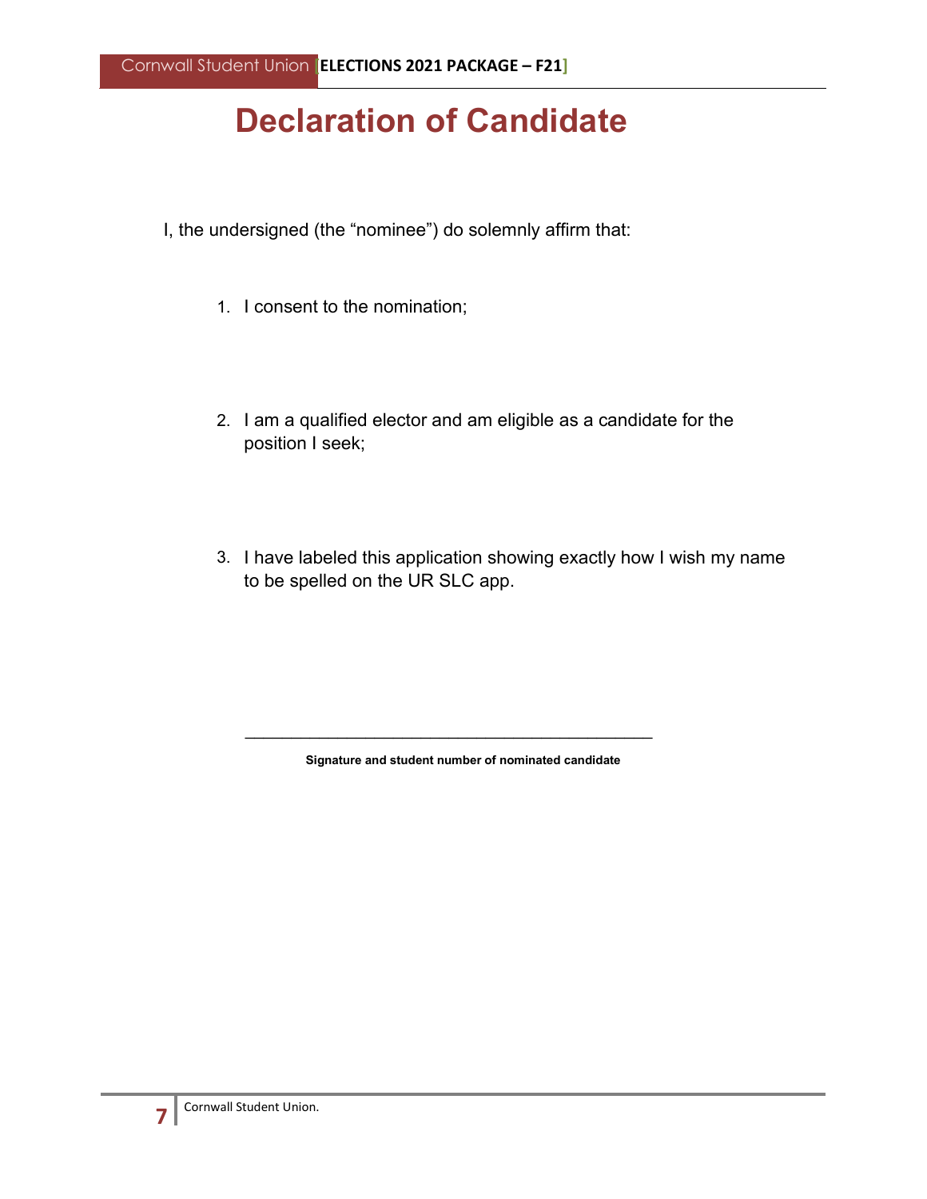# Declaration of Candidate

I, the undersigned (the "nominee") do solemnly affirm that:

1. I consent to the nomination;

2. I am a qualified elector and am eligible as a candidate for the position I seek;

3. I have labeled this application showing exactly how I wish my name to be spelled on the UR SLC app.

\_\_\_\_\_\_\_\_\_\_\_\_\_\_\_\_\_\_\_\_\_\_\_\_\_\_\_\_\_\_\_\_\_\_\_\_\_\_\_\_\_\_\_\_\_\_\_\_

**Signature and student number of nominated candidate**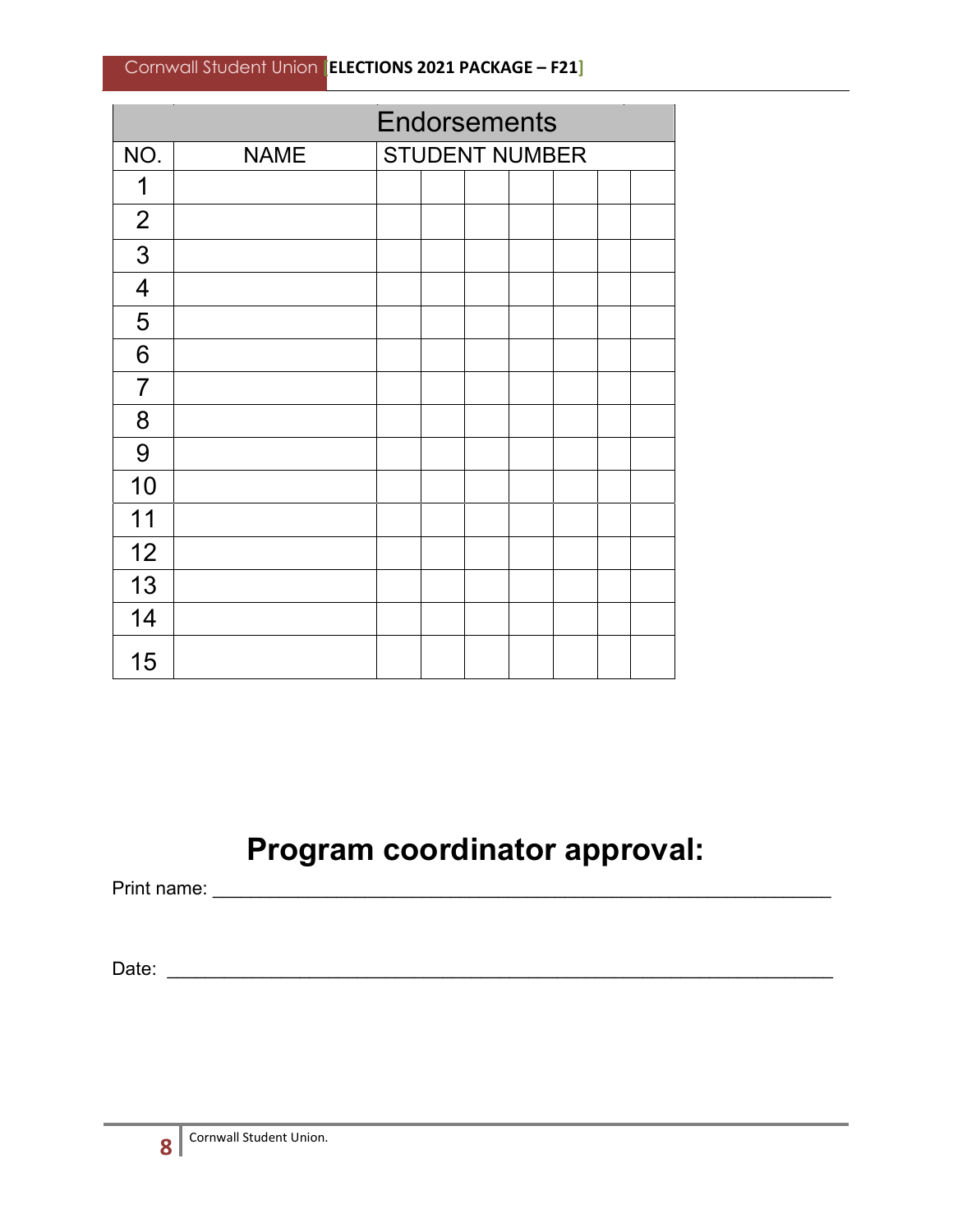| Endorsements | | | | | | | | |
|---|---|---|---|---|---|---|---|---|
| NO. | NAME | STUDENT NUMBER | | | | | | |
| 1 | | | | | | | | |
| 2 | | | | | | | | |
| 3 | | | | | | | | |
| 4 | | | | | | | | |
| 5 | | | | | | | | |
| 6 | | | | | | | | |
| 7 | | | | | | | | |
| 8 | | | | | | | | |
| 9 | | | | | | | | |
| 10 | | | | | | | | |
| 11 | | | | | | | | |
| 12 | | | | | | | | |
| 13 | | | | | | | | |
| 14 | | | | | | | | |
| 15 | | | | | | | | |

# Program coordinator approval:

Print name: ______________________________________________________________

Date: ________________________________________________________________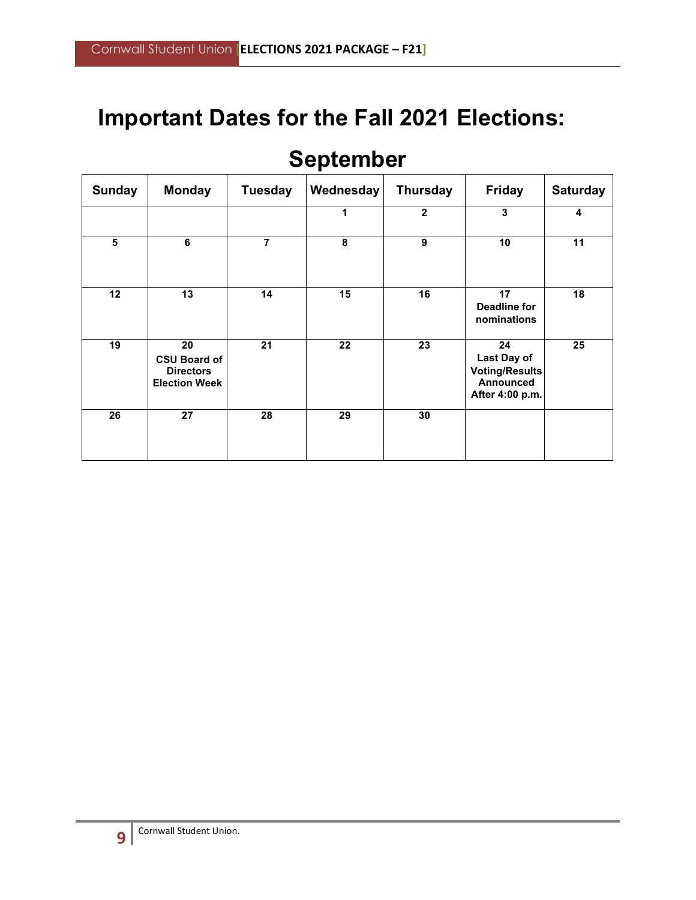# Important Dates for the Fall 2021 Elections:

## September

| Sunday | Monday | Tuesday | Wednesday | Thursday | Friday | Saturday |
|---|---|---|---|---|---|---|
| | | | 1 | 2 | 3 | 4 |
| 5 | 6 | 7 | 8 | 9 | 10 | 11 |
| 12 | 13 | 14 | 15 | 16 | 17 **Deadline for nominations** | 18 |
| 19 | 20 **CSU Board of Directors Election Week** | 21 | 22 | 23 | 24 **Last Day of Voting/Results Announced After 4:00 p.m.** | 25 |
| 26 | 27 | 28 | 29 | 30 | | |